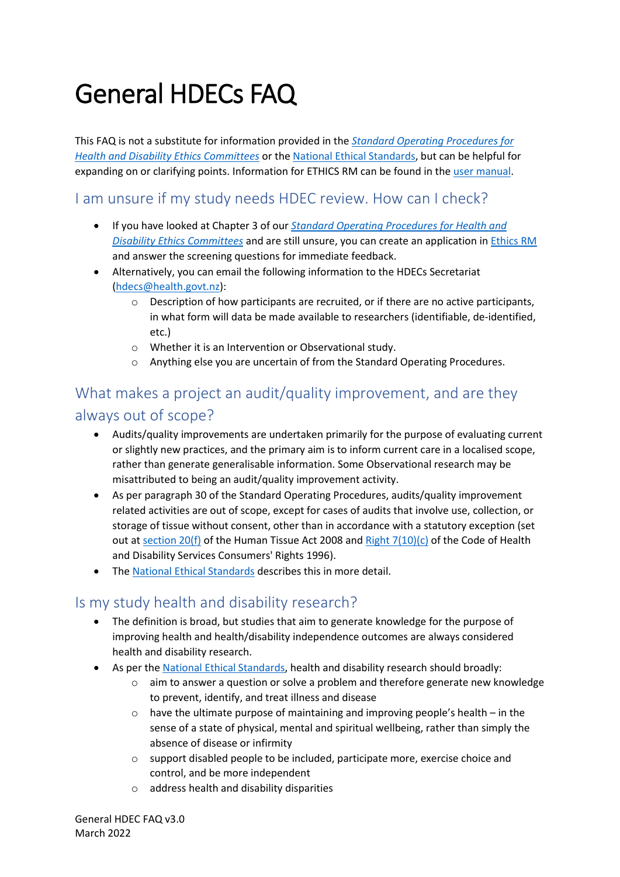# General HDECs FAQ

This FAQ is not a substitute for information provided in the *Standard Operating Procedures for Health and Disability Ethics Committees* or the National Ethical Standards, but can be helpful for expanding on or clarifying points. Information for ETHICS RM can be found in the user manual.

## I am unsure if my study needs HDEC review. How can I check?

- If you have looked at Chapter 3 of our *Standard Operating Procedures for Health and Disability Ethics Committees* and are still unsure, you can create an application in Ethics RM and answer the screening questions for immediate feedback.
- Alternatively, you can email the following information to the HDECs Secretariat (hdecs@health.govt.nz):
  - Description of how participants are recruited, or if there are no active participants, in what form will data be made available to researchers (identifiable, de-identified, etc.)
  - Whether it is an Intervention or Observational study.
  - Anything else you are uncertain of from the Standard Operating Procedures.

## What makes a project an audit/quality improvement, and are they always out of scope?

- Audits/quality improvements are undertaken primarily for the purpose of evaluating current or slightly new practices, and the primary aim is to inform current care in a localised scope, rather than generate generalisable information. Some Observational research may be misattributed to being an audit/quality improvement activity.
- As per paragraph 30 of the Standard Operating Procedures, audits/quality improvement related activities are out of scope, except for cases of audits that involve use, collection, or storage of tissue without consent, other than in accordance with a statutory exception (set out at section 20(f) of the Human Tissue Act 2008 and Right 7(10)(c) of the Code of Health and Disability Services Consumers' Rights 1996).
- The National Ethical Standards describes this in more detail.

## Is my study health and disability research?

- The definition is broad, but studies that aim to generate knowledge for the purpose of improving health and health/disability independence outcomes are always considered health and disability research.
- As per the National Ethical Standards, health and disability research should broadly:
  - aim to answer a question or solve a problem and therefore generate new knowledge to prevent, identify, and treat illness and disease
  - have the ultimate purpose of maintaining and improving people's health – in the sense of a state of physical, mental and spiritual wellbeing, rather than simply the absence of disease or infirmity
  - support disabled people to be included, participate more, exercise choice and control, and be more independent
  - address health and disability disparities

General HDEC FAQ v3.0
March 2022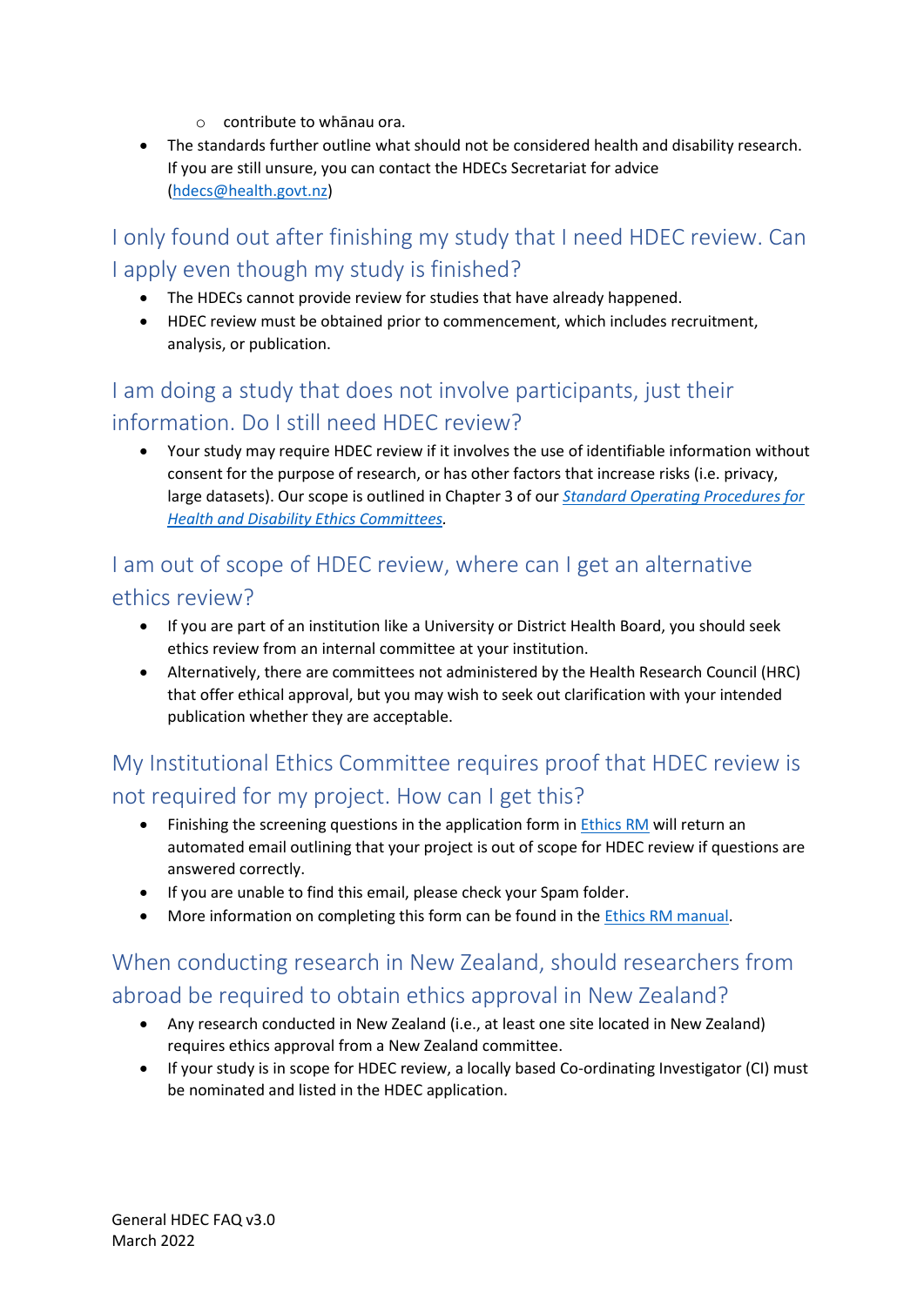- contribute to whānau ora.
- The standards further outline what should not be considered health and disability research. If you are still unsure, you can contact the HDECs Secretariat for advice ([hdecs@health.govt.nz](mailto:hdecs@health.govt.nz))

## I only found out after finishing my study that I need HDEC review. Can I apply even though my study is finished?

- The HDECs cannot provide review for studies that have already happened.
- HDEC review must be obtained prior to commencement, which includes recruitment, analysis, or publication.

## I am doing a study that does not involve participants, just their information. Do I still need HDEC review?

- Your study may require HDEC review if it involves the use of identifiable information without consent for the purpose of research, or has other factors that increase risks (i.e. privacy, large datasets). Our scope is outlined in Chapter 3 of our *[Standard Operating Procedures for Health and Disability Ethics Committees](#)*.

## I am out of scope of HDEC review, where can I get an alternative ethics review?

- If you are part of an institution like a University or District Health Board, you should seek ethics review from an internal committee at your institution.
- Alternatively, there are committees not administered by the Health Research Council (HRC) that offer ethical approval, but you may wish to seek out clarification with your intended publication whether they are acceptable.

## My Institutional Ethics Committee requires proof that HDEC review is not required for my project. How can I get this?

- Finishing the screening questions in the application form in [Ethics RM](#) will return an automated email outlining that your project is out of scope for HDEC review if questions are answered correctly.
- If you are unable to find this email, please check your Spam folder.
- More information on completing this form can be found in the [Ethics RM manual](#).

## When conducting research in New Zealand, should researchers from abroad be required to obtain ethics approval in New Zealand?

- Any research conducted in New Zealand (i.e., at least one site located in New Zealand) requires ethics approval from a New Zealand committee.
- If your study is in scope for HDEC review, a locally based Co-ordinating Investigator (CI) must be nominated and listed in the HDEC application.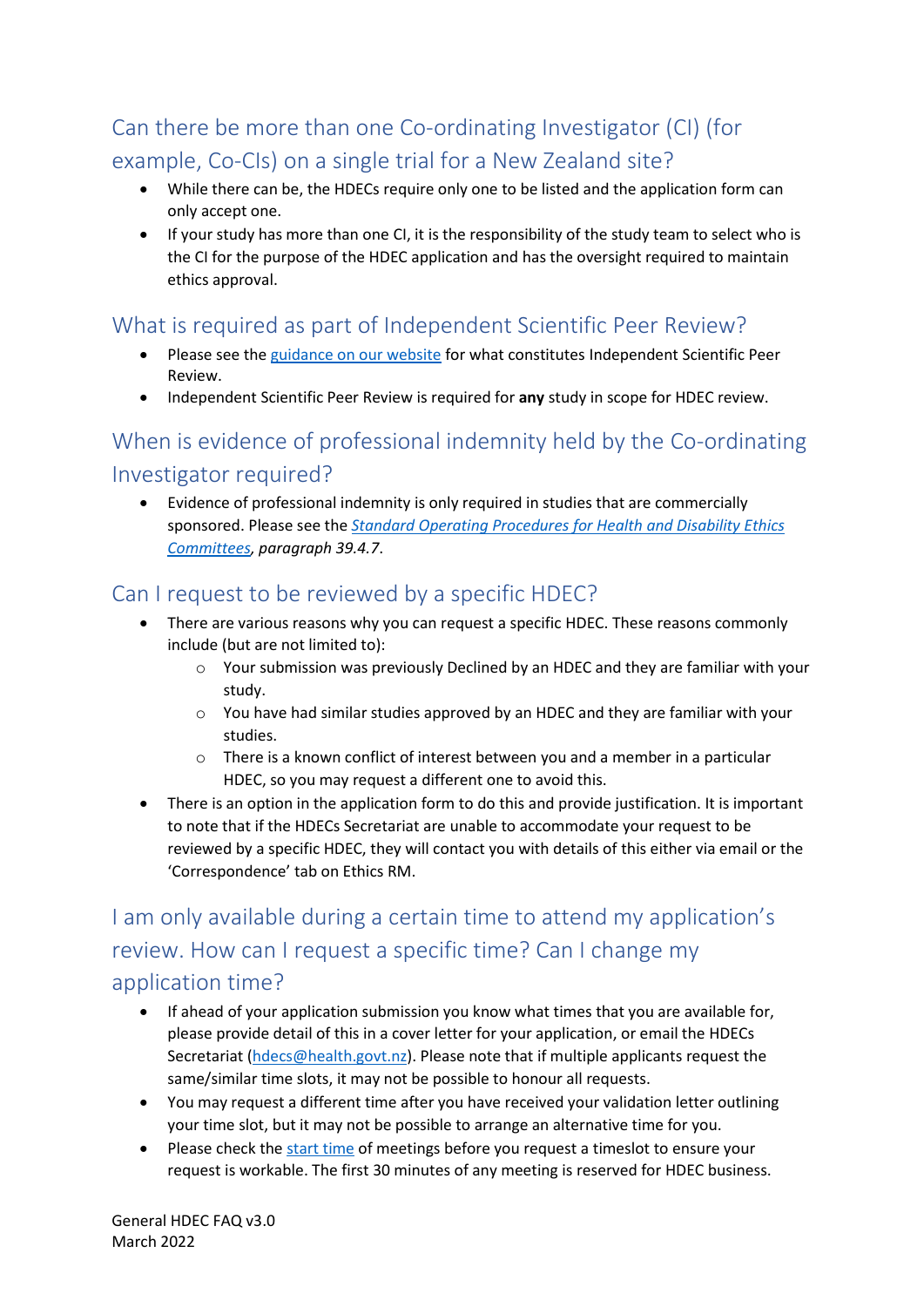## Can there be more than one Co-ordinating Investigator (CI) (for example, Co-CIs) on a single trial for a New Zealand site?

- While there can be, the HDECs require only one to be listed and the application form can only accept one.
- If your study has more than one CI, it is the responsibility of the study team to select who is the CI for the purpose of the HDEC application and has the oversight required to maintain ethics approval.

## What is required as part of Independent Scientific Peer Review?

- Please see the guidance on our website for what constitutes Independent Scientific Peer Review.
- Independent Scientific Peer Review is required for **any** study in scope for HDEC review.

## When is evidence of professional indemnity held by the Co-ordinating Investigator required?

- Evidence of professional indemnity is only required in studies that are commercially sponsored. Please see the *Standard Operating Procedures for Health and Disability Ethics Committees, paragraph 39.4.7*.

## Can I request to be reviewed by a specific HDEC?

- There are various reasons why you can request a specific HDEC. These reasons commonly include (but are not limited to):
  - Your submission was previously Declined by an HDEC and they are familiar with your study.
  - You have had similar studies approved by an HDEC and they are familiar with your studies.
  - There is a known conflict of interest between you and a member in a particular HDEC, so you may request a different one to avoid this.
- There is an option in the application form to do this and provide justification. It is important to note that if the HDECs Secretariat are unable to accommodate your request to be reviewed by a specific HDEC, they will contact you with details of this either via email or the 'Correspondence' tab on Ethics RM.

## I am only available during a certain time to attend my application's review. How can I request a specific time? Can I change my application time?

- If ahead of your application submission you know what times that you are available for, please provide detail of this in a cover letter for your application, or email the HDECs Secretariat (hdecs@health.govt.nz). Please note that if multiple applicants request the same/similar time slots, it may not be possible to honour all requests.
- You may request a different time after you have received your validation letter outlining your time slot, but it may not be possible to arrange an alternative time for you.
- Please check the start time of meetings before you request a timeslot to ensure your request is workable. The first 30 minutes of any meeting is reserved for HDEC business.

General HDEC FAQ v3.0
March 2022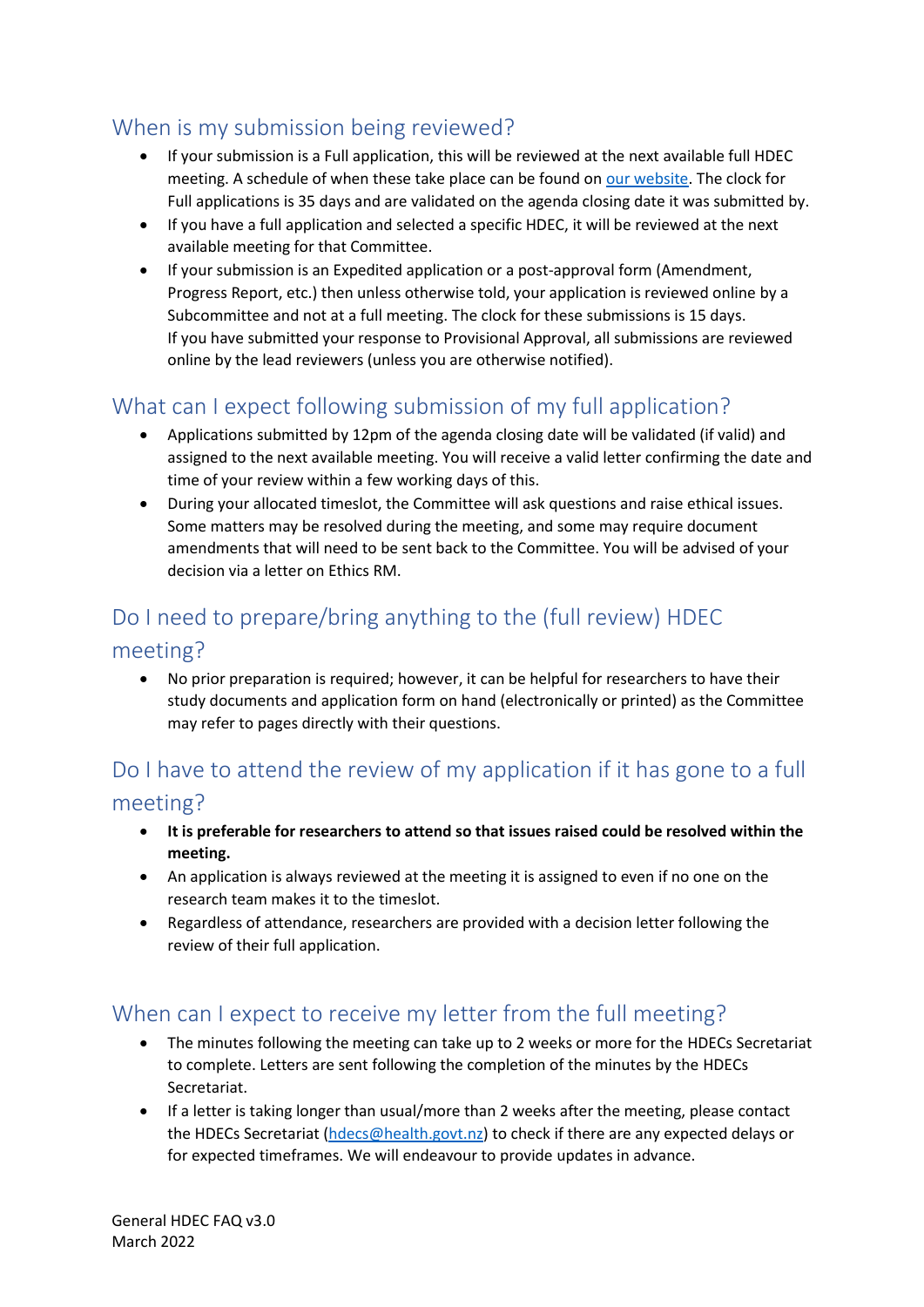## When is my submission being reviewed?

- If your submission is a Full application, this will be reviewed at the next available full HDEC meeting. A schedule of when these take place can be found on [our website](). The clock for Full applications is 35 days and are validated on the agenda closing date it was submitted by.
- If you have a full application and selected a specific HDEC, it will be reviewed at the next available meeting for that Committee.
- If your submission is an Expedited application or a post-approval form (Amendment, Progress Report, etc.) then unless otherwise told, your application is reviewed online by a Subcommittee and not at a full meeting. The clock for these submissions is 15 days. If you have submitted your response to Provisional Approval, all submissions are reviewed online by the lead reviewers (unless you are otherwise notified).

## What can I expect following submission of my full application?

- Applications submitted by 12pm of the agenda closing date will be validated (if valid) and assigned to the next available meeting. You will receive a valid letter confirming the date and time of your review within a few working days of this.
- During your allocated timeslot, the Committee will ask questions and raise ethical issues. Some matters may be resolved during the meeting, and some may require document amendments that will need to be sent back to the Committee. You will be advised of your decision via a letter on Ethics RM.

## Do I need to prepare/bring anything to the (full review) HDEC meeting?

- No prior preparation is required; however, it can be helpful for researchers to have their study documents and application form on hand (electronically or printed) as the Committee may refer to pages directly with their questions.

## Do I have to attend the review of my application if it has gone to a full meeting?

- **It is preferable for researchers to attend so that issues raised could be resolved within the meeting.**
- An application is always reviewed at the meeting it is assigned to even if no one on the research team makes it to the timeslot.
- Regardless of attendance, researchers are provided with a decision letter following the review of their full application.

## When can I expect to receive my letter from the full meeting?

- The minutes following the meeting can take up to 2 weeks or more for the HDECs Secretariat to complete. Letters are sent following the completion of the minutes by the HDECs Secretariat.
- If a letter is taking longer than usual/more than 2 weeks after the meeting, please contact the HDECs Secretariat ([hdecs@health.govt.nz](mailto:hdecs@health.govt.nz)) to check if there are any expected delays or for expected timeframes. We will endeavour to provide updates in advance.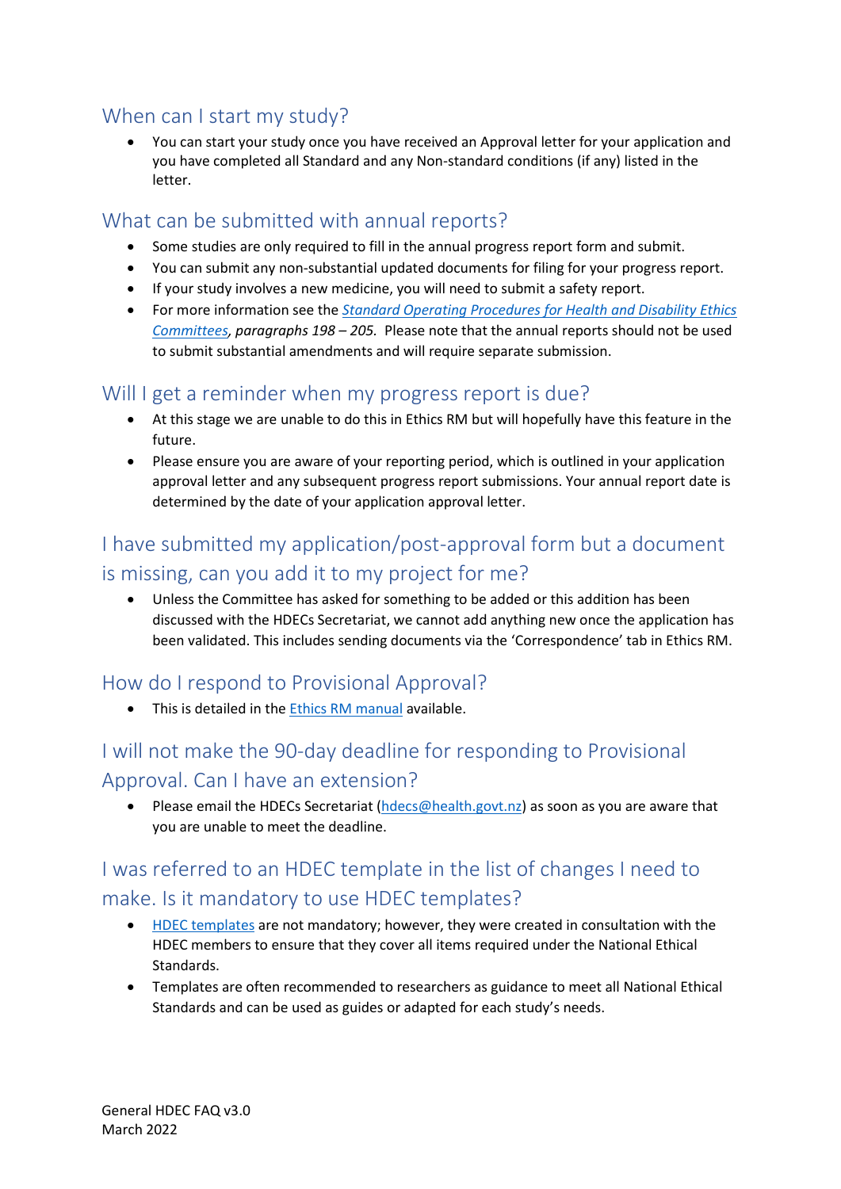## When can I start my study?

- You can start your study once you have received an Approval letter for your application and you have completed all Standard and any Non-standard conditions (if any) listed in the letter.

## What can be submitted with annual reports?

- Some studies are only required to fill in the annual progress report form and submit.
- You can submit any non-substantial updated documents for filing for your progress report.
- If your study involves a new medicine, you will need to submit a safety report.
- For more information see the *Standard Operating Procedures for Health and Disability Ethics Committees, paragraphs 198 – 205.* Please note that the annual reports should not be used to submit substantial amendments and will require separate submission.

## Will I get a reminder when my progress report is due?

- At this stage we are unable to do this in Ethics RM but will hopefully have this feature in the future.
- Please ensure you are aware of your reporting period, which is outlined in your application approval letter and any subsequent progress report submissions. Your annual report date is determined by the date of your application approval letter.

## I have submitted my application/post-approval form but a document is missing, can you add it to my project for me?

- Unless the Committee has asked for something to be added or this addition has been discussed with the HDECs Secretariat, we cannot add anything new once the application has been validated. This includes sending documents via the 'Correspondence' tab in Ethics RM.

## How do I respond to Provisional Approval?

- This is detailed in the Ethics RM manual available.

## I will not make the 90-day deadline for responding to Provisional Approval. Can I have an extension?

- Please email the HDECs Secretariat (hdecs@health.govt.nz) as soon as you are aware that you are unable to meet the deadline.

## I was referred to an HDEC template in the list of changes I need to make. Is it mandatory to use HDEC templates?

- HDEC templates are not mandatory; however, they were created in consultation with the HDEC members to ensure that they cover all items required under the National Ethical Standards.
- Templates are often recommended to researchers as guidance to meet all National Ethical Standards and can be used as guides or adapted for each study's needs.

General HDEC FAQ v3.0
March 2022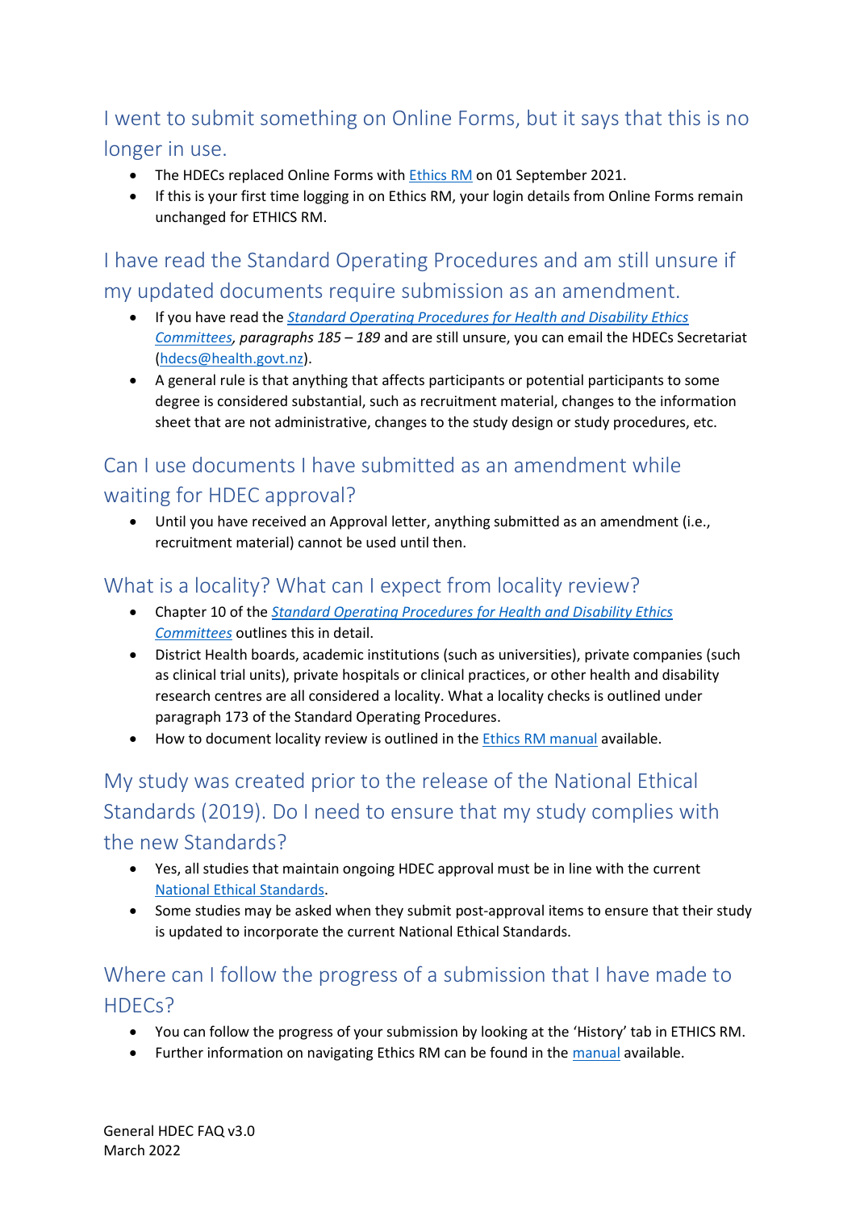## I went to submit something on Online Forms, but it says that this is no longer in use.

- The HDECs replaced Online Forms with Ethics RM on 01 September 2021.
- If this is your first time logging in on Ethics RM, your login details from Online Forms remain unchanged for ETHICS RM.

## I have read the Standard Operating Procedures and am still unsure if my updated documents require submission as an amendment.

- If you have read the *Standard Operating Procedures for Health and Disability Ethics Committees*, *paragraphs 185 – 189* and are still unsure, you can email the HDECs Secretariat (hdecs@health.govt.nz).
- A general rule is that anything that affects participants or potential participants to some degree is considered substantial, such as recruitment material, changes to the information sheet that are not administrative, changes to the study design or study procedures, etc.

## Can I use documents I have submitted as an amendment while waiting for HDEC approval?

- Until you have received an Approval letter, anything submitted as an amendment (i.e., recruitment material) cannot be used until then.

## What is a locality? What can I expect from locality review?

- Chapter 10 of the *Standard Operating Procedures for Health and Disability Ethics Committees* outlines this in detail.
- District Health boards, academic institutions (such as universities), private companies (such as clinical trial units), private hospitals or clinical practices, or other health and disability research centres are all considered a locality. What a locality checks is outlined under paragraph 173 of the Standard Operating Procedures.
- How to document locality review is outlined in the Ethics RM manual available.

## My study was created prior to the release of the National Ethical Standards (2019). Do I need to ensure that my study complies with the new Standards?

- Yes, all studies that maintain ongoing HDEC approval must be in line with the current National Ethical Standards.
- Some studies may be asked when they submit post-approval items to ensure that their study is updated to incorporate the current National Ethical Standards.

## Where can I follow the progress of a submission that I have made to HDECs?

- You can follow the progress of your submission by looking at the 'History' tab in ETHICS RM.
- Further information on navigating Ethics RM can be found in the manual available.

General HDEC FAQ v3.0
March 2022